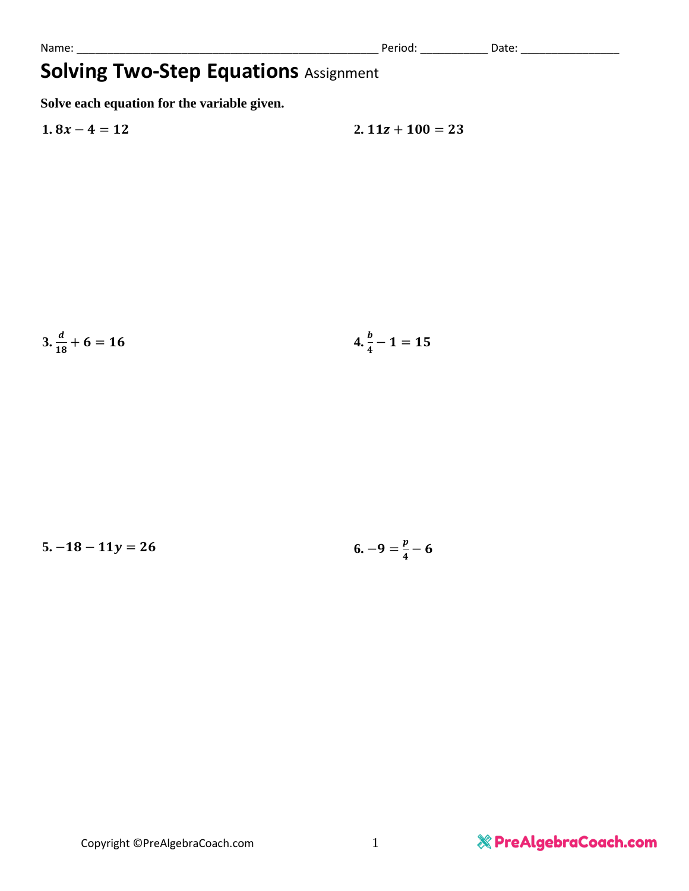Name: ________________________________________________ Period: __________ Date: _______________

# Solving Two-Step Equations Assignment

**Solve each equation for the variable given.**

**1.** $8x - 4 = 12$

**2.** $11z + 100 = 23$

**3.** $\frac{d}{18} + 6 = 16$

**4.** $\frac{b}{4} - 1 = 15$

**5.** $-18 - 11y = 26$

**6.** $-9 = \frac{p}{4} - 6$

Copyright ©PreAlgebraCoach.com

PreAlgebraCoach.com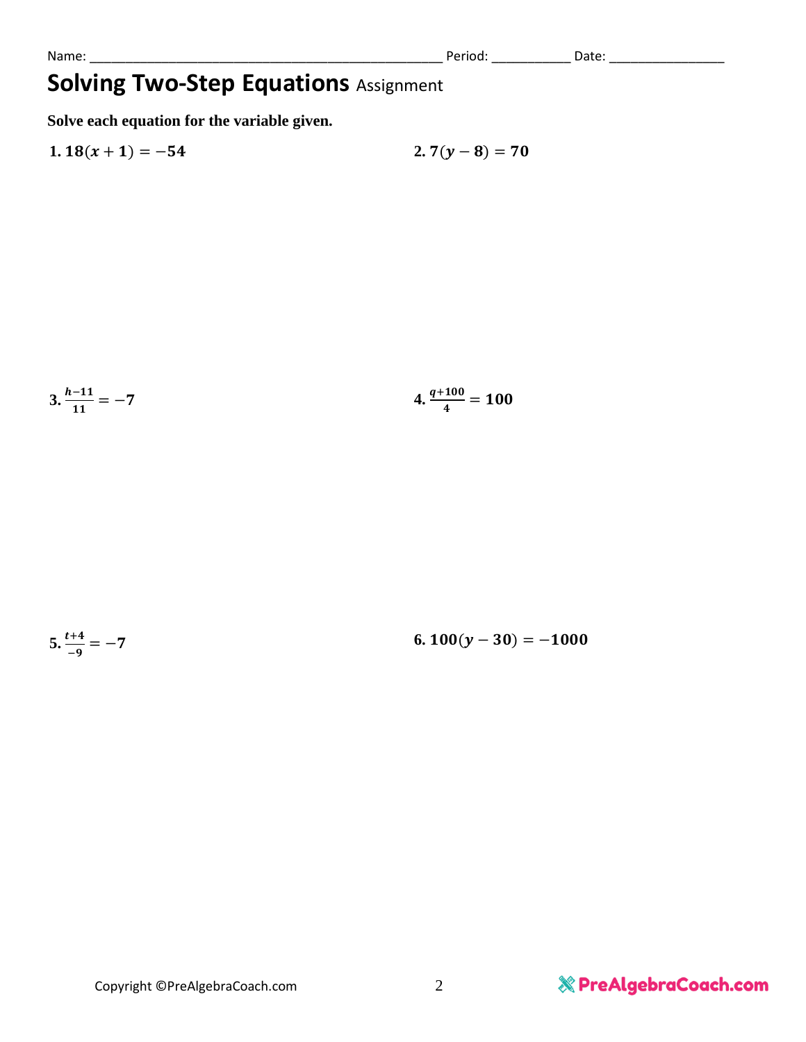Name: ________________________________________________ Period: __________ Date: _______________

# Solving Two-Step Equations Assignment

**Solve each equation for the variable given.**

**1.** $18(x+1) = -54$

**2.** $7(y-8) = 70$

**3.** $\frac{h-11}{11} = -7$

**4.** $\frac{q+100}{4} = 100$

**5.** $\frac{t+4}{-9} = -7$

**6.** $100(y-30) = -1000$

Copyright ©PreAlgebraCoach.com

PreAlgebraCoach.com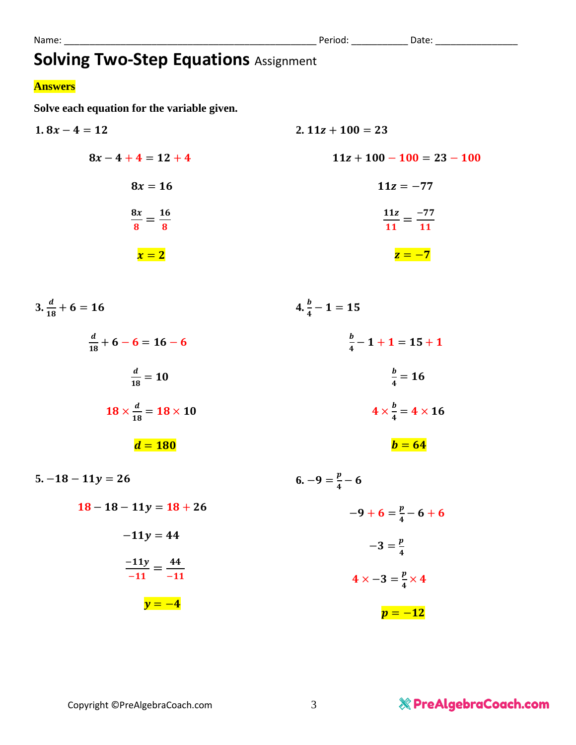Name: ______________________________________________ Period: __________ Date: _______________

# Solving Two-Step Equations Assignment

**Answers**

**Solve each equation for the variable given.**

**1.** $8x - 4 = 12$

$$8x - 4 + 4 = 12 + 4$$

$$8x = 16$$

$$\frac{8x}{8} = \frac{16}{8}$$

$$x = 2$$

**2.** $11z + 100 = 23$

$$11z + 100 - 100 = 23 - 100$$

$$11z = -77$$

$$\frac{11z}{11} = \frac{-77}{11}$$

$$z = -7$$

**3.** $\frac{d}{18} + 6 = 16$

$$\frac{d}{18} + 6 - 6 = 16 - 6$$

$$\frac{d}{18} = 10$$

$$18 \times \frac{d}{18} = 18 \times 10$$

$$d = 180$$

**4.** $\frac{b}{4} - 1 = 15$

$$\frac{b}{4} - 1 + 1 = 15 + 1$$

$$\frac{b}{4} = 16$$

$$4 \times \frac{b}{4} = 4 \times 16$$

$$b = 64$$

**5.** $-18 - 11y = 26$

$$18 - 18 - 11y = 18 + 26$$

$$-11y = 44$$

$$\frac{-11y}{-11} = \frac{44}{-11}$$

$$y = -4$$

**6.** $-9 = \frac{p}{4} - 6$

$$-9 + 6 = \frac{p}{4} - 6 + 6$$

$$-3 = \frac{p}{4}$$

$$4 \times -3 = \frac{p}{4} \times 4$$

$$p = -12$$

Copyright ©PreAlgebraCoach.com

PreAlgebraCoach.com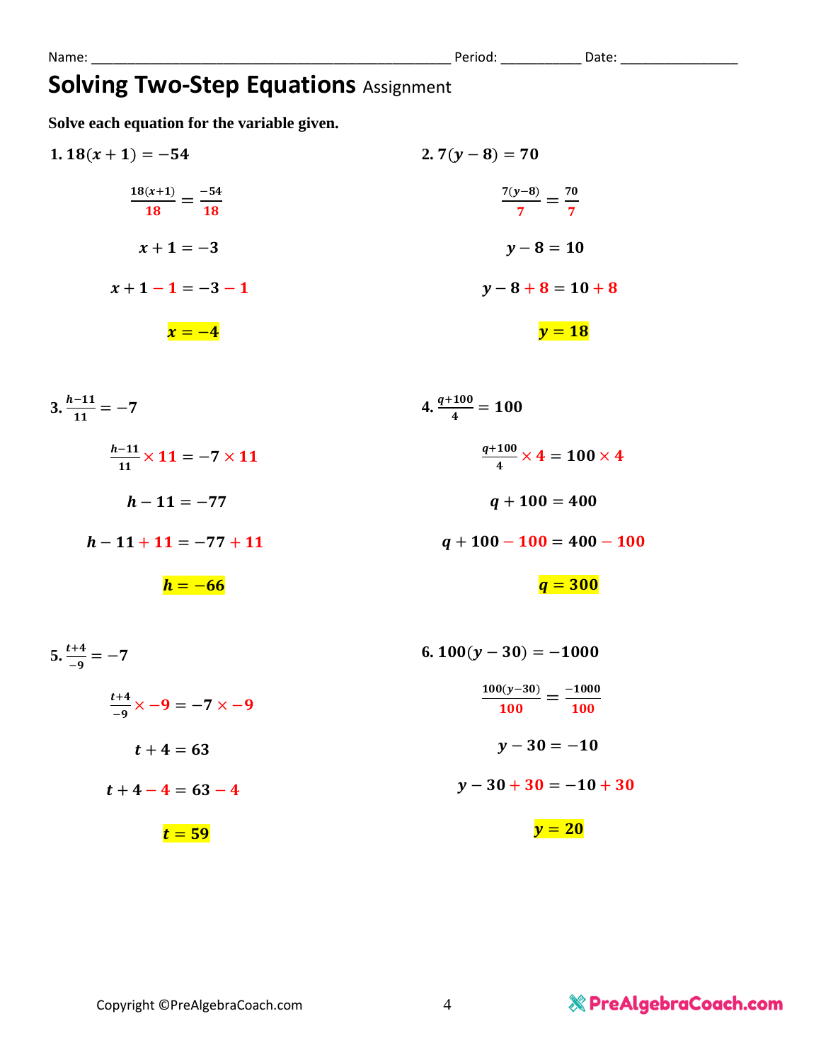Name: _______________________________________________ Period: __________ Date: _______________

# Solving Two-Step Equations Assignment

**Solve each equation for the variable given.**

**1.** $18(x+1) = -54$

$$\frac{18(x+1)}{18} = \frac{-54}{18}$$

$$x + 1 = -3$$

$$x + 1 - 1 = -3 - 1$$

$$x = -4$$

**2.** $7(y-8) = 70$

$$\frac{7(y-8)}{7} = \frac{70}{7}$$

$$y - 8 = 10$$

$$y - 8 + 8 = 10 + 8$$

$$y = 18$$

**3.** $\frac{h-11}{11} = -7$

$$\frac{h-11}{11} \times 11 = -7 \times 11$$

$$h - 11 = -77$$

$$h - 11 + 11 = -77 + 11$$

$$h = -66$$

**4.** $\frac{q+100}{4} = 100$

$$\frac{q+100}{4} \times 4 = 100 \times 4$$

$$q + 100 = 400$$

$$q + 100 - 100 = 400 - 100$$

$$q = 300$$

**5.** $\frac{t+4}{-9} = -7$

$$\frac{t+4}{-9} \times -9 = -7 \times -9$$

$$t + 4 = 63$$

$$t + 4 - 4 = 63 - 4$$

$$t = 59$$

**6.** $100(y-30) = -1000$

$$\frac{100(y-30)}{100} = \frac{-1000}{100}$$

$$y - 30 = -10$$

$$y - 30 + 30 = -10 + 30$$

$$y = 20$$

Copyright ©PreAlgebraCoach.com

PreAlgebraCoach.com